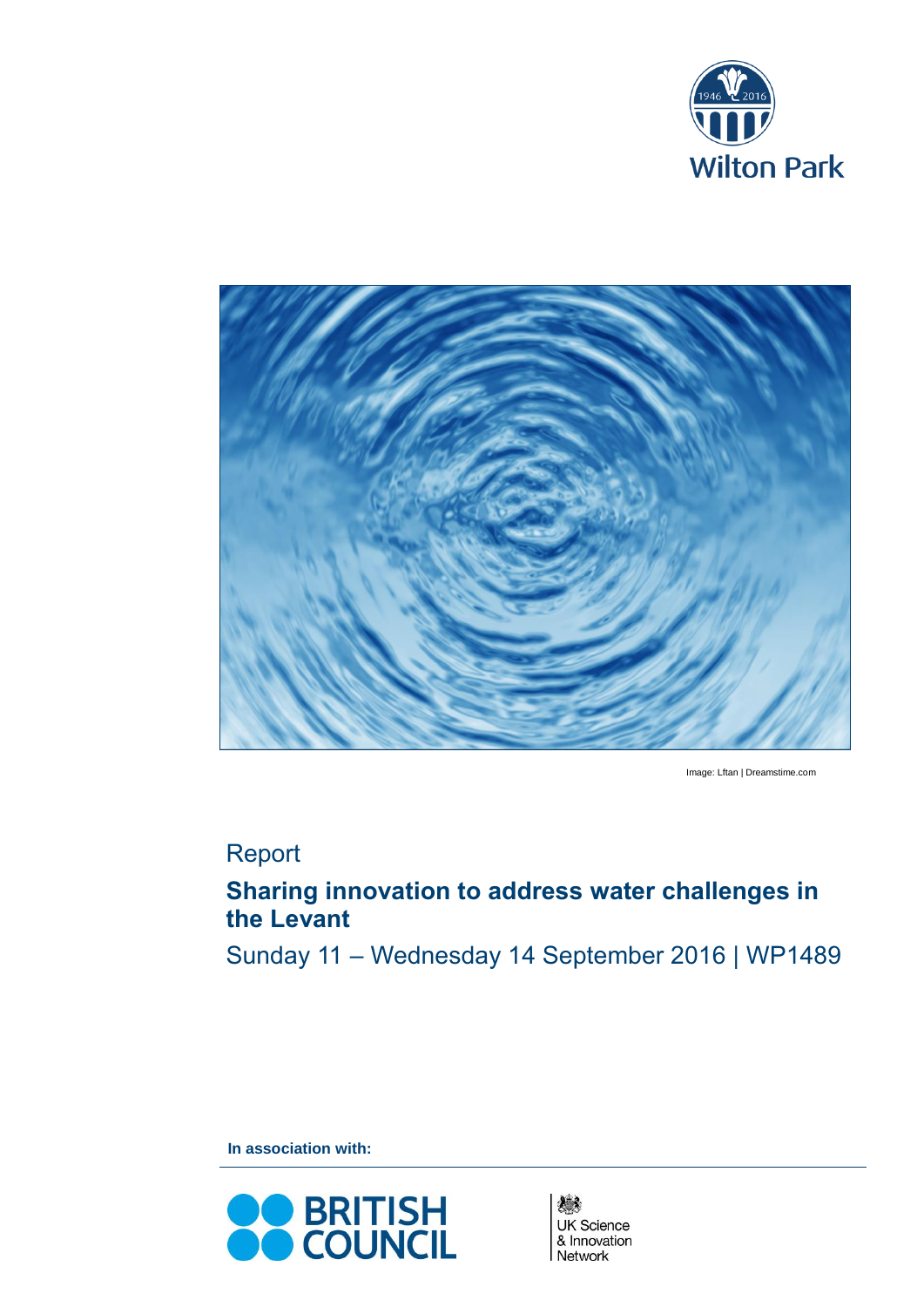Wilton Park

Image: Lftan | Dreamstime.com

Report

# Sharing innovation to address water challenges in the Levant

Sunday 11 – Wednesday 14 September 2016 | WP1489

**In association with:**

BRITISH COUNCIL

UK Science & Innovation Network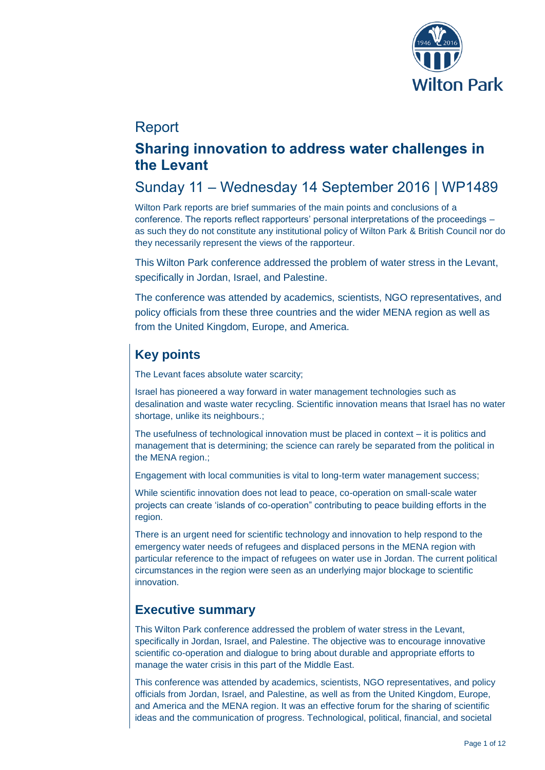Report

# Sharing innovation to address water challenges in the Levant

## Sunday 11 – Wednesday 14 September 2016 | WP1489

Wilton Park reports are brief summaries of the main points and conclusions of a conference. The reports reflect rapporteurs' personal interpretations of the proceedings – as such they do not constitute any institutional policy of Wilton Park & British Council nor do they necessarily represent the views of the rapporteur.

This Wilton Park conference addressed the problem of water stress in the Levant, specifically in Jordan, Israel, and Palestine.

The conference was attended by academics, scientists, NGO representatives, and policy officials from these three countries and the wider MENA region as well as from the United Kingdom, Europe, and America.

## Key points

The Levant faces absolute water scarcity;

Israel has pioneered a way forward in water management technologies such as desalination and waste water recycling. Scientific innovation means that Israel has no water shortage, unlike its neighbours.;

The usefulness of technological innovation must be placed in context – it is politics and management that is determining; the science can rarely be separated from the political in the MENA region.;

Engagement with local communities is vital to long-term water management success;

While scientific innovation does not lead to peace, co-operation on small-scale water projects can create 'islands of co-operation" contributing to peace building efforts in the region.

There is an urgent need for scientific technology and innovation to help respond to the emergency water needs of refugees and displaced persons in the MENA region with particular reference to the impact of refugees on water use in Jordan. The current political circumstances in the region were seen as an underlying major blockage to scientific innovation.

## Executive summary

This Wilton Park conference addressed the problem of water stress in the Levant, specifically in Jordan, Israel, and Palestine. The objective was to encourage innovative scientific co-operation and dialogue to bring about durable and appropriate efforts to manage the water crisis in this part of the Middle East.

This conference was attended by academics, scientists, NGO representatives, and policy officials from Jordan, Israel, and Palestine, as well as from the United Kingdom, Europe, and America and the MENA region. It was an effective forum for the sharing of scientific ideas and the communication of progress. Technological, political, financial, and societal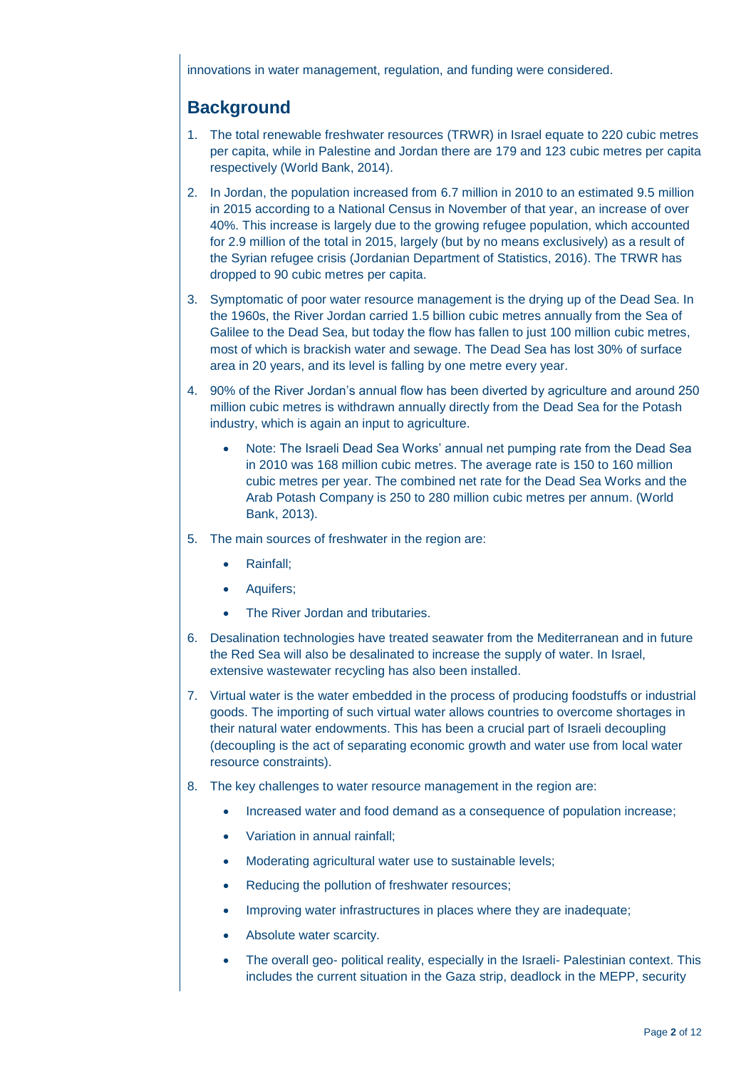innovations in water management, regulation, and funding were considered.

## Background

1. The total renewable freshwater resources (TRWR) in Israel equate to 220 cubic metres per capita, while in Palestine and Jordan there are 179 and 123 cubic metres per capita respectively (World Bank, 2014).
2. In Jordan, the population increased from 6.7 million in 2010 to an estimated 9.5 million in 2015 according to a National Census in November of that year, an increase of over 40%. This increase is largely due to the growing refugee population, which accounted for 2.9 million of the total in 2015, largely (but by no means exclusively) as a result of the Syrian refugee crisis (Jordanian Department of Statistics, 2016). The TRWR has dropped to 90 cubic metres per capita.
3. Symptomatic of poor water resource management is the drying up of the Dead Sea. In the 1960s, the River Jordan carried 1.5 billion cubic metres annually from the Sea of Galilee to the Dead Sea, but today the flow has fallen to just 100 million cubic metres, most of which is brackish water and sewage. The Dead Sea has lost 30% of surface area in 20 years, and its level is falling by one metre every year.
4. 90% of the River Jordan's annual flow has been diverted by agriculture and around 250 million cubic metres is withdrawn annually directly from the Dead Sea for the Potash industry, which is again an input to agriculture.
   - Note: The Israeli Dead Sea Works' annual net pumping rate from the Dead Sea in 2010 was 168 million cubic metres. The average rate is 150 to 160 million cubic metres per year. The combined net rate for the Dead Sea Works and the Arab Potash Company is 250 to 280 million cubic metres per annum. (World Bank, 2013).
5. The main sources of freshwater in the region are:
   - Rainfall;
   - Aquifers;
   - The River Jordan and tributaries.
6. Desalination technologies have treated seawater from the Mediterranean and in future the Red Sea will also be desalinated to increase the supply of water. In Israel, extensive wastewater recycling has also been installed.
7. Virtual water is the water embedded in the process of producing foodstuffs or industrial goods. The importing of such virtual water allows countries to overcome shortages in their natural water endowments. This has been a crucial part of Israeli decoupling (decoupling is the act of separating economic growth and water use from local water resource constraints).
8. The key challenges to water resource management in the region are:
   - Increased water and food demand as a consequence of population increase;
   - Variation in annual rainfall;
   - Moderating agricultural water use to sustainable levels;
   - Reducing the pollution of freshwater resources;
   - Improving water infrastructures in places where they are inadequate;
   - Absolute water scarcity.
   - The overall geo- political reality, especially in the Israeli- Palestinian context. This includes the current situation in the Gaza strip, deadlock in the MEPP, security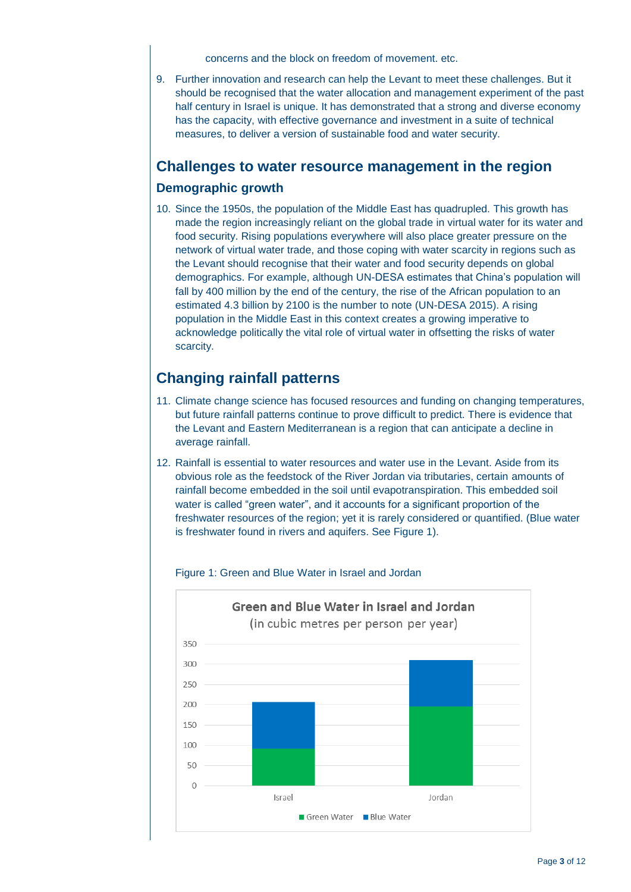concerns and the block on freedom of movement. etc.

9. Further innovation and research can help the Levant to meet these challenges. But it should be recognised that the water allocation and management experiment of the past half century in Israel is unique. It has demonstrated that a strong and diverse economy has the capacity, with effective governance and investment in a suite of technical measures, to deliver a version of sustainable food and water security.

## Challenges to water resource management in the region

### Demographic growth

10. Since the 1950s, the population of the Middle East has quadrupled. This growth has made the region increasingly reliant on the global trade in virtual water for its water and food security. Rising populations everywhere will also place greater pressure on the network of virtual water trade, and those coping with water scarcity in regions such as the Levant should recognise that their water and food security depends on global demographics. For example, although UN-DESA estimates that China's population will fall by 400 million by the end of the century, the rise of the African population to an estimated 4.3 billion by 2100 is the number to note (UN-DESA 2015). A rising population in the Middle East in this context creates a growing imperative to acknowledge politically the vital role of virtual water in offsetting the risks of water scarcity.

## Changing rainfall patterns

11. Climate change science has focused resources and funding on changing temperatures, but future rainfall patterns continue to prove difficult to predict. There is evidence that the Levant and Eastern Mediterranean is a region that can anticipate a decline in average rainfall.

12. Rainfall is essential to water resources and water use in the Levant. Aside from its obvious role as the feedstock of the River Jordan via tributaries, certain amounts of rainfall become embedded in the soil until evapotranspiration. This embedded soil water is called "green water", and it accounts for a significant proportion of the freshwater resources of the region; yet it is rarely considered or quantified. (Blue water is freshwater found in rivers and aquifers. See Figure 1).

Figure 1: Green and Blue Water in Israel and Jordan

**Green and Blue Water in Israel and Jordan**
(in cubic metres per person per year)

| | Green Water | Blue Water |
|---|---|---|
| Israel | ~90 | ~115 |
| Jordan | ~195 | ~115 |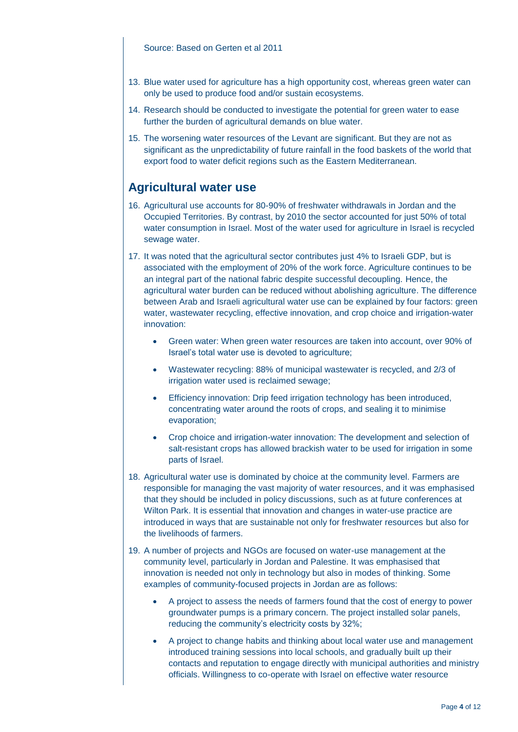Source: Based on Gerten et al 2011

13. Blue water used for agriculture has a high opportunity cost, whereas green water can only be used to produce food and/or sustain ecosystems.
14. Research should be conducted to investigate the potential for green water to ease further the burden of agricultural demands on blue water.
15. The worsening water resources of the Levant are significant. But they are not as significant as the unpredictability of future rainfall in the food baskets of the world that export food to water deficit regions such as the Eastern Mediterranean.

## Agricultural water use

16. Agricultural use accounts for 80-90% of freshwater withdrawals in Jordan and the Occupied Territories. By contrast, by 2010 the sector accounted for just 50% of total water consumption in Israel. Most of the water used for agriculture in Israel is recycled sewage water.
17. It was noted that the agricultural sector contributes just 4% to Israeli GDP, but is associated with the employment of 20% of the work force. Agriculture continues to be an integral part of the national fabric despite successful decoupling. Hence, the agricultural water burden can be reduced without abolishing agriculture. The difference between Arab and Israeli agricultural water use can be explained by four factors: green water, wastewater recycling, effective innovation, and crop choice and irrigation-water innovation:
    - Green water: When green water resources are taken into account, over 90% of Israel's total water use is devoted to agriculture;
    - Wastewater recycling: 88% of municipal wastewater is recycled, and 2/3 of irrigation water used is reclaimed sewage;
    - Efficiency innovation: Drip feed irrigation technology has been introduced, concentrating water around the roots of crops, and sealing it to minimise evaporation;
    - Crop choice and irrigation-water innovation: The development and selection of salt-resistant crops has allowed brackish water to be used for irrigation in some parts of Israel.
18. Agricultural water use is dominated by choice at the community level. Farmers are responsible for managing the vast majority of water resources, and it was emphasised that they should be included in policy discussions, such as at future conferences at Wilton Park. It is essential that innovation and changes in water-use practice are introduced in ways that are sustainable not only for freshwater resources but also for the livelihoods of farmers.
19. A number of projects and NGOs are focused on water-use management at the community level, particularly in Jordan and Palestine. It was emphasised that innovation is needed not only in technology but also in modes of thinking. Some examples of community-focused projects in Jordan are as follows:
    - A project to assess the needs of farmers found that the cost of energy to power groundwater pumps is a primary concern. The project installed solar panels, reducing the community's electricity costs by 32%;
    - A project to change habits and thinking about local water use and management introduced training sessions into local schools, and gradually built up their contacts and reputation to engage directly with municipal authorities and ministry officials. Willingness to co-operate with Israel on effective water resource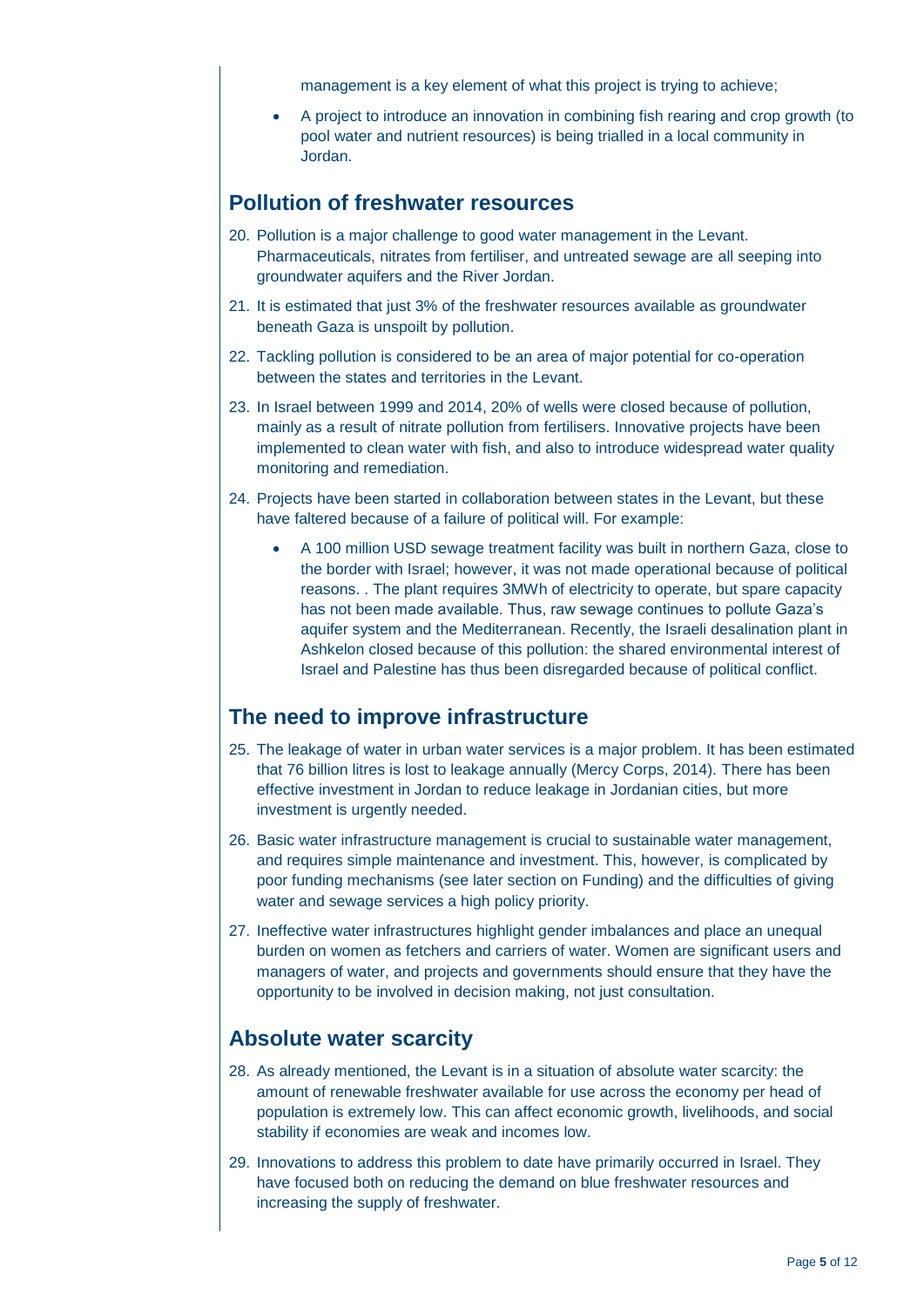management is a key element of what this project is trying to achieve;

- A project to introduce an innovation in combining fish rearing and crop growth (to pool water and nutrient resources) is being trialled in a local community in Jordan.

## Pollution of freshwater resources

20. Pollution is a major challenge to good water management in the Levant. Pharmaceuticals, nitrates from fertiliser, and untreated sewage are all seeping into groundwater aquifers and the River Jordan.
21. It is estimated that just 3% of the freshwater resources available as groundwater beneath Gaza is unspoilt by pollution.
22. Tackling pollution is considered to be an area of major potential for co-operation between the states and territories in the Levant.
23. In Israel between 1999 and 2014, 20% of wells were closed because of pollution, mainly as a result of nitrate pollution from fertilisers. Innovative projects have been implemented to clean water with fish, and also to introduce widespread water quality monitoring and remediation.
24. Projects have been started in collaboration between states in the Levant, but these have faltered because of a failure of political will. For example:
    - A 100 million USD sewage treatment facility was built in northern Gaza, close to the border with Israel; however, it was not made operational because of political reasons. . The plant requires 3MWh of electricity to operate, but spare capacity has not been made available. Thus, raw sewage continues to pollute Gaza's aquifer system and the Mediterranean. Recently, the Israeli desalination plant in Ashkelon closed because of this pollution: the shared environmental interest of Israel and Palestine has thus been disregarded because of political conflict.

## The need to improve infrastructure

25. The leakage of water in urban water services is a major problem. It has been estimated that 76 billion litres is lost to leakage annually (Mercy Corps, 2014). There has been effective investment in Jordan to reduce leakage in Jordanian cities, but more investment is urgently needed.
26. Basic water infrastructure management is crucial to sustainable water management, and requires simple maintenance and investment. This, however, is complicated by poor funding mechanisms (see later section on Funding) and the difficulties of giving water and sewage services a high policy priority.
27. Ineffective water infrastructures highlight gender imbalances and place an unequal burden on women as fetchers and carriers of water. Women are significant users and managers of water, and projects and governments should ensure that they have the opportunity to be involved in decision making, not just consultation.

## Absolute water scarcity

28. As already mentioned, the Levant is in a situation of absolute water scarcity: the amount of renewable freshwater available for use across the economy per head of population is extremely low. This can affect economic growth, livelihoods, and social stability if economies are weak and incomes low.
29. Innovations to address this problem to date have primarily occurred in Israel. They have focused both on reducing the demand on blue freshwater resources and increasing the supply of freshwater.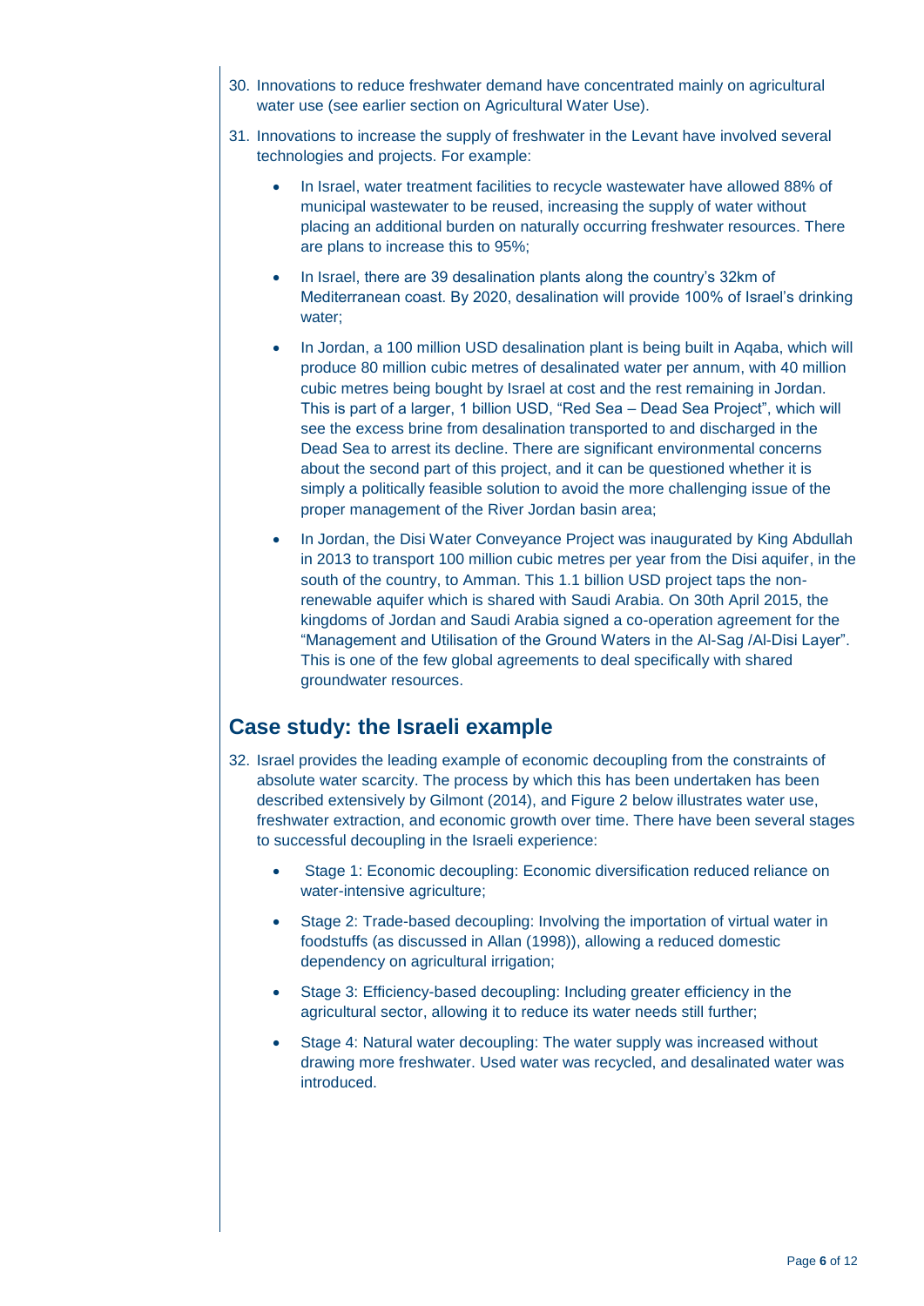30. Innovations to reduce freshwater demand have concentrated mainly on agricultural water use (see earlier section on Agricultural Water Use).

31. Innovations to increase the supply of freshwater in the Levant have involved several technologies and projects. For example:

    - In Israel, water treatment facilities to recycle wastewater have allowed 88% of municipal wastewater to be reused, increasing the supply of water without placing an additional burden on naturally occurring freshwater resources. There are plans to increase this to 95%;
    - In Israel, there are 39 desalination plants along the country's 32km of Mediterranean coast. By 2020, desalination will provide 100% of Israel's drinking water;
    - In Jordan, a 100 million USD desalination plant is being built in Aqaba, which will produce 80 million cubic metres of desalinated water per annum, with 40 million cubic metres being bought by Israel at cost and the rest remaining in Jordan. This is part of a larger, 1 billion USD, "Red Sea – Dead Sea Project", which will see the excess brine from desalination transported to and discharged in the Dead Sea to arrest its decline. There are significant environmental concerns about the second part of this project, and it can be questioned whether it is simply a politically feasible solution to avoid the more challenging issue of the proper management of the River Jordan basin area;
    - In Jordan, the Disi Water Conveyance Project was inaugurated by King Abdullah in 2013 to transport 100 million cubic metres per year from the Disi aquifer, in the south of the country, to Amman. This 1.1 billion USD project taps the non-renewable aquifer which is shared with Saudi Arabia. On 30th April 2015, the kingdoms of Jordan and Saudi Arabia signed a co-operation agreement for the "Management and Utilisation of the Ground Waters in the Al-Sag /Al-Disi Layer". This is one of the few global agreements to deal specifically with shared groundwater resources.

## Case study: the Israeli example

32. Israel provides the leading example of economic decoupling from the constraints of absolute water scarcity. The process by which this has been undertaken has been described extensively by Gilmont (2014), and Figure 2 below illustrates water use, freshwater extraction, and economic growth over time. There have been several stages to successful decoupling in the Israeli experience:

    - Stage 1: Economic decoupling: Economic diversification reduced reliance on water-intensive agriculture;
    - Stage 2: Trade-based decoupling: Involving the importation of virtual water in foodstuffs (as discussed in Allan (1998)), allowing a reduced domestic dependency on agricultural irrigation;
    - Stage 3: Efficiency-based decoupling: Including greater efficiency in the agricultural sector, allowing it to reduce its water needs still further;
    - Stage 4: Natural water decoupling: The water supply was increased without drawing more freshwater. Used water was recycled, and desalinated water was introduced.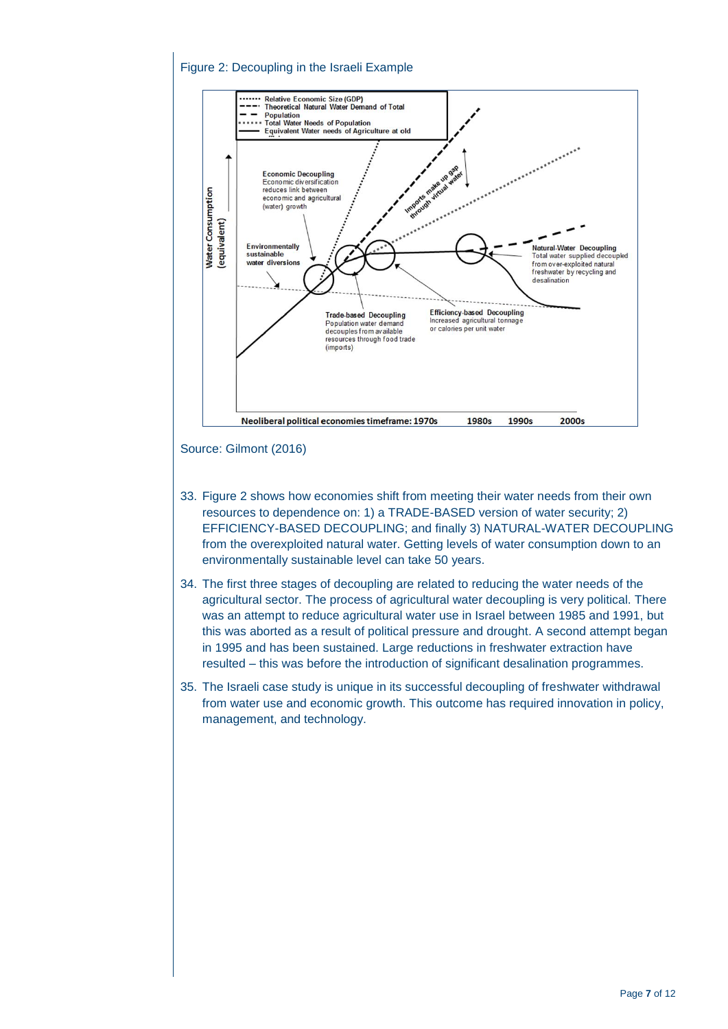Figure 2: Decoupling in the Israeli Example

Source: Gilmont (2016)

33. Figure 2 shows how economies shift from meeting their water needs from their own resources to dependence on: 1) a TRADE-BASED version of water security; 2) EFFICIENCY-BASED DECOUPLING; and finally 3) NATURAL-WATER DECOUPLING from the overexploited natural water. Getting levels of water consumption down to an environmentally sustainable level can take 50 years.

34. The first three stages of decoupling are related to reducing the water needs of the agricultural sector. The process of agricultural water decoupling is very political. There was an attempt to reduce agricultural water use in Israel between 1985 and 1991, but this was aborted as a result of political pressure and drought. A second attempt began in 1995 and has been sustained. Large reductions in freshwater extraction have resulted – this was before the introduction of significant desalination programmes.

35. The Israeli case study is unique in its successful decoupling of freshwater withdrawal from water use and economic growth. This outcome has required innovation in policy, management, and technology.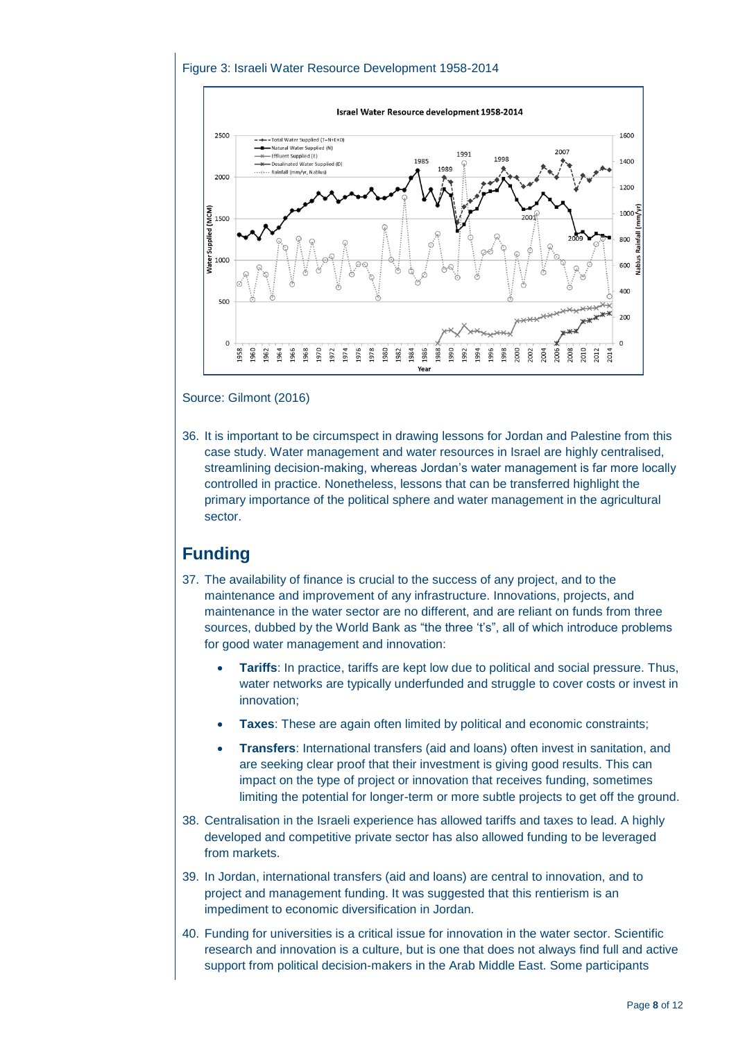Figure 3: Israeli Water Resource Development 1958-2014

Source: Gilmont (2016)

36. It is important to be circumspect in drawing lessons for Jordan and Palestine from this case study. Water management and water resources in Israel are highly centralised, streamlining decision-making, whereas Jordan's water management is far more locally controlled in practice. Nonetheless, lessons that can be transferred highlight the primary importance of the political sphere and water management in the agricultural sector.

## Funding

37. The availability of finance is crucial to the success of any project, and to the maintenance and improvement of any infrastructure. Innovations, projects, and maintenance in the water sector are no different, and are reliant on funds from three sources, dubbed by the World Bank as "the three 't's", all of which introduce problems for good water management and innovation:

    - **Tariffs**: In practice, tariffs are kept low due to political and social pressure. Thus, water networks are typically underfunded and struggle to cover costs or invest in innovation;
    - **Taxes**: These are again often limited by political and economic constraints;
    - **Transfers**: International transfers (aid and loans) often invest in sanitation, and are seeking clear proof that their investment is giving good results. This can impact on the type of project or innovation that receives funding, sometimes limiting the potential for longer-term or more subtle projects to get off the ground.

38. Centralisation in the Israeli experience has allowed tariffs and taxes to lead. A highly developed and competitive private sector has also allowed funding to be leveraged from markets.

39. In Jordan, international transfers (aid and loans) are central to innovation, and to project and management funding. It was suggested that this rentierism is an impediment to economic diversification in Jordan.

40. Funding for universities is a critical issue for innovation in the water sector. Scientific research and innovation is a culture, but is one that does not always find full and active support from political decision-makers in the Arab Middle East. Some participants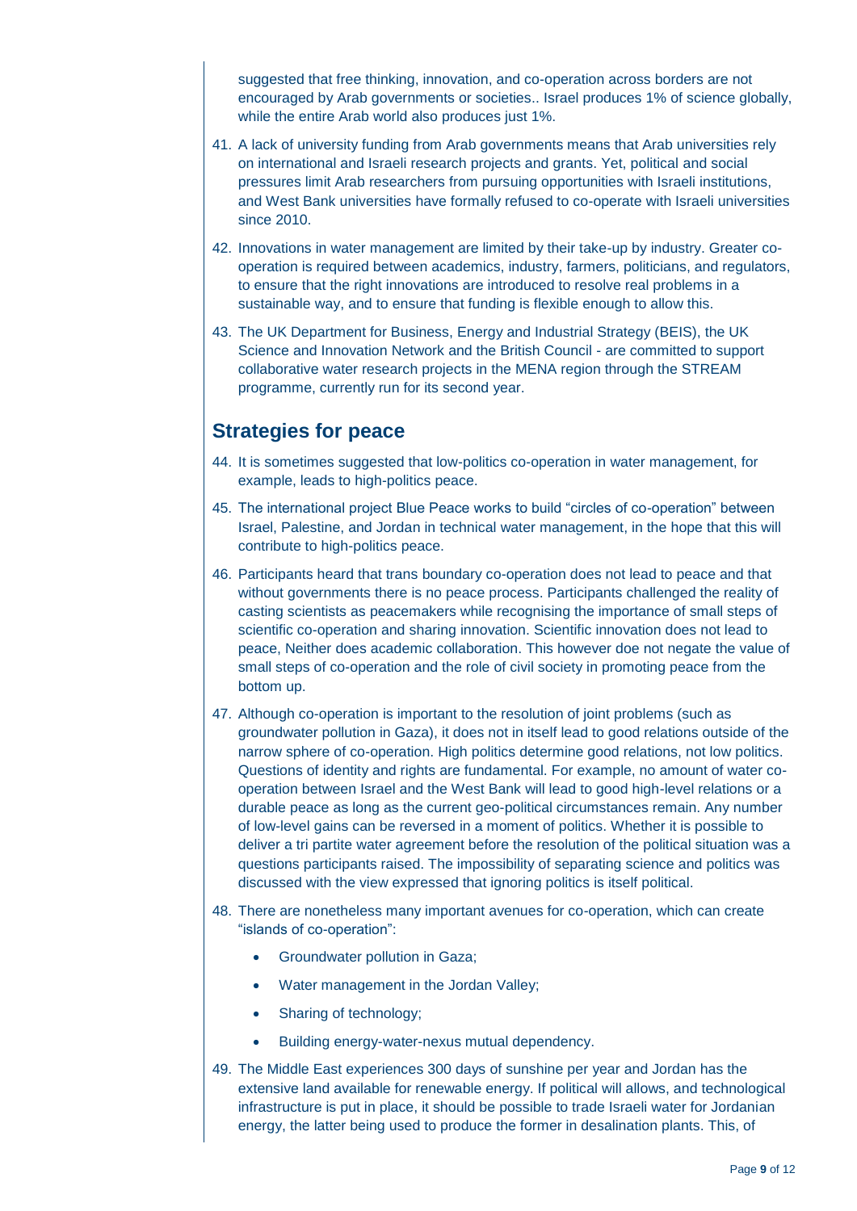suggested that free thinking, innovation, and co-operation across borders are not encouraged by Arab governments or societies.. Israel produces 1% of science globally, while the entire Arab world also produces just 1%.

41. A lack of university funding from Arab governments means that Arab universities rely on international and Israeli research projects and grants. Yet, political and social pressures limit Arab researchers from pursuing opportunities with Israeli institutions, and West Bank universities have formally refused to co-operate with Israeli universities since 2010.
42. Innovations in water management are limited by their take-up by industry. Greater co-operation is required between academics, industry, farmers, politicians, and regulators, to ensure that the right innovations are introduced to resolve real problems in a sustainable way, and to ensure that funding is flexible enough to allow this.
43. The UK Department for Business, Energy and Industrial Strategy (BEIS), the UK Science and Innovation Network and the British Council - are committed to support collaborative water research projects in the MENA region through the STREAM programme, currently run for its second year.

## Strategies for peace

44. It is sometimes suggested that low-politics co-operation in water management, for example, leads to high-politics peace.
45. The international project Blue Peace works to build "circles of co-operation" between Israel, Palestine, and Jordan in technical water management, in the hope that this will contribute to high-politics peace.
46. Participants heard that trans boundary co-operation does not lead to peace and that without governments there is no peace process. Participants challenged the reality of casting scientists as peacemakers while recognising the importance of small steps of scientific co-operation and sharing innovation. Scientific innovation does not lead to peace, Neither does academic collaboration. This however doe not negate the value of small steps of co-operation and the role of civil society in promoting peace from the bottom up.
47. Although co-operation is important to the resolution of joint problems (such as groundwater pollution in Gaza), it does not in itself lead to good relations outside of the narrow sphere of co-operation. High politics determine good relations, not low politics. Questions of identity and rights are fundamental. For example, no amount of water co-operation between Israel and the West Bank will lead to good high-level relations or a durable peace as long as the current geo-political circumstances remain. Any number of low-level gains can be reversed in a moment of politics. Whether it is possible to deliver a tri partite water agreement before the resolution of the political situation was a questions participants raised. The impossibility of separating science and politics was discussed with the view expressed that ignoring politics is itself political.
48. There are nonetheless many important avenues for co-operation, which can create "islands of co-operation":
    - Groundwater pollution in Gaza;
    - Water management in the Jordan Valley;
    - Sharing of technology;
    - Building energy-water-nexus mutual dependency.
49. The Middle East experiences 300 days of sunshine per year and Jordan has the extensive land available for renewable energy. If political will allows, and technological infrastructure is put in place, it should be possible to trade Israeli water for Jordanian energy, the latter being used to produce the former in desalination plants. This, of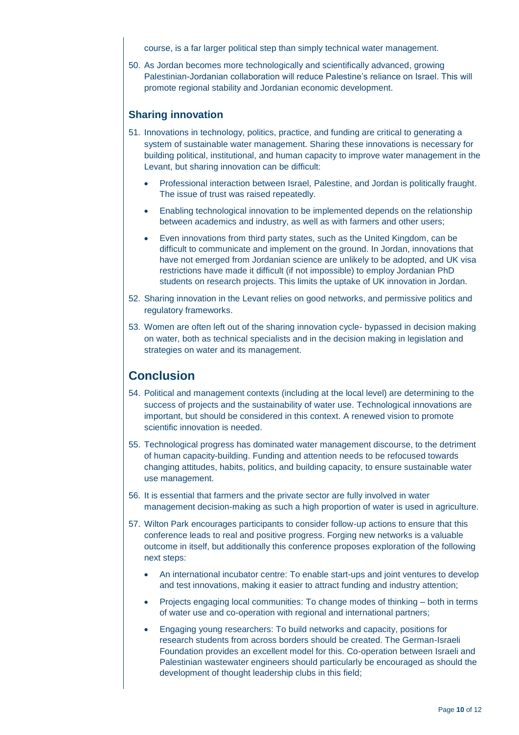course, is a far larger political step than simply technical water management.

50. As Jordan becomes more technologically and scientifically advanced, growing Palestinian-Jordanian collaboration will reduce Palestine's reliance on Israel. This will promote regional stability and Jordanian economic development.

### Sharing innovation

51. Innovations in technology, politics, practice, and funding are critical to generating a system of sustainable water management. Sharing these innovations is necessary for building political, institutional, and human capacity to improve water management in the Levant, but sharing innovation can be difficult:

    - Professional interaction between Israel, Palestine, and Jordan is politically fraught. The issue of trust was raised repeatedly.
    - Enabling technological innovation to be implemented depends on the relationship between academics and industry, as well as with farmers and other users;
    - Even innovations from third party states, such as the United Kingdom, can be difficult to communicate and implement on the ground. In Jordan, innovations that have not emerged from Jordanian science are unlikely to be adopted, and UK visa restrictions have made it difficult (if not impossible) to employ Jordanian PhD students on research projects. This limits the uptake of UK innovation in Jordan.

52. Sharing innovation in the Levant relies on good networks, and permissive politics and regulatory frameworks.

53. Women are often left out of the sharing innovation cycle- bypassed in decision making on water, both as technical specialists and in the decision making in legislation and strategies on water and its management.

## Conclusion

54. Political and management contexts (including at the local level) are determining to the success of projects and the sustainability of water use. Technological innovations are important, but should be considered in this context. A renewed vision to promote scientific innovation is needed.

55. Technological progress has dominated water management discourse, to the detriment of human capacity-building. Funding and attention needs to be refocused towards changing attitudes, habits, politics, and building capacity, to ensure sustainable water use management.

56. It is essential that farmers and the private sector are fully involved in water management decision-making as such a high proportion of water is used in agriculture.

57. Wilton Park encourages participants to consider follow-up actions to ensure that this conference leads to real and positive progress. Forging new networks is a valuable outcome in itself, but additionally this conference proposes exploration of the following next steps:

    - An international incubator centre: To enable start-ups and joint ventures to develop and test innovations, making it easier to attract funding and industry attention;
    - Projects engaging local communities: To change modes of thinking – both in terms of water use and co-operation with regional and international partners;
    - Engaging young researchers: To build networks and capacity, positions for research students from across borders should be created. The German-Israeli Foundation provides an excellent model for this. Co-operation between Israeli and Palestinian wastewater engineers should particularly be encouraged as should the development of thought leadership clubs in this field;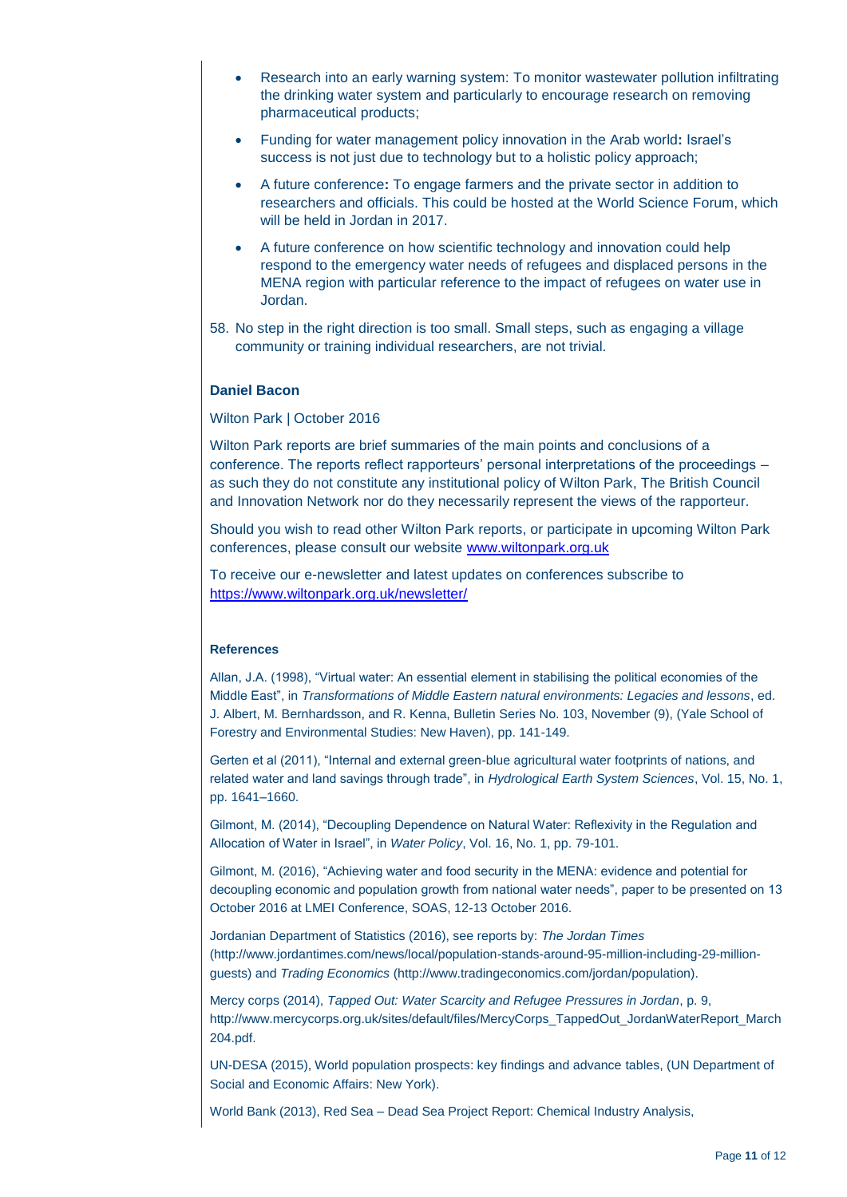- Research into an early warning system: To monitor wastewater pollution infiltrating the drinking water system and particularly to encourage research on removing pharmaceutical products;
- Funding for water management policy innovation in the Arab world**:** Israel's success is not just due to technology but to a holistic policy approach;
- A future conference**:** To engage farmers and the private sector in addition to researchers and officials. This could be hosted at the World Science Forum, which will be held in Jordan in 2017.
- A future conference on how scientific technology and innovation could help respond to the emergency water needs of refugees and displaced persons in the MENA region with particular reference to the impact of refugees on water use in Jordan.

58. No step in the right direction is too small. Small steps, such as engaging a village community or training individual researchers, are not trivial.

**Daniel Bacon**

Wilton Park | October 2016

Wilton Park reports are brief summaries of the main points and conclusions of a conference. The reports reflect rapporteurs' personal interpretations of the proceedings – as such they do not constitute any institutional policy of Wilton Park, The British Council and Innovation Network nor do they necessarily represent the views of the rapporteur.

Should you wish to read other Wilton Park reports, or participate in upcoming Wilton Park conferences, please consult our website [www.wiltonpark.org.uk](www.wiltonpark.org.uk)

To receive our e-newsletter and latest updates on conferences subscribe to [https://www.wiltonpark.org.uk/newsletter/](https://www.wiltonpark.org.uk/newsletter/)

**References**

Allan, J.A. (1998), "Virtual water: An essential element in stabilising the political economies of the Middle East", in *Transformations of Middle Eastern natural environments: Legacies and lessons*, ed. J. Albert, M. Bernhardsson, and R. Kenna, Bulletin Series No. 103, November (9), (Yale School of Forestry and Environmental Studies: New Haven), pp. 141-149.

Gerten et al (2011), "Internal and external green-blue agricultural water footprints of nations, and related water and land savings through trade", in *Hydrological Earth System Sciences*, Vol. 15, No. 1, pp. 1641–1660.

Gilmont, M. (2014), "Decoupling Dependence on Natural Water: Reflexivity in the Regulation and Allocation of Water in Israel", in *Water Policy*, Vol. 16, No. 1, pp. 79-101.

Gilmont, M. (2016), "Achieving water and food security in the MENA: evidence and potential for decoupling economic and population growth from national water needs", paper to be presented on 13 October 2016 at LMEI Conference, SOAS, 12-13 October 2016.

Jordanian Department of Statistics (2016), see reports by: *The Jordan Times* (http://www.jordantimes.com/news/local/population-stands-around-95-million-including-29-million-guests) and *Trading Economics* (http://www.tradingeconomics.com/jordan/population).

Mercy corps (2014), *Tapped Out: Water Scarcity and Refugee Pressures in Jordan*, p. 9, http://www.mercycorps.org.uk/sites/default/files/MercyCorps_TappedOut_JordanWaterReport_March204.pdf.

UN-DESA (2015), World population prospects: key findings and advance tables, (UN Department of Social and Economic Affairs: New York).

World Bank (2013), Red Sea – Dead Sea Project Report: Chemical Industry Analysis,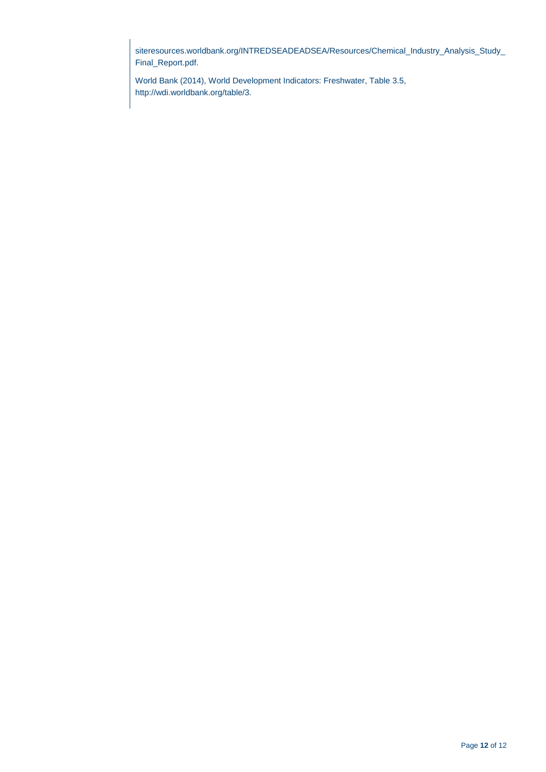siteresources.worldbank.org/INTREDSEADEADSEA/Resources/Chemical_Industry_Analysis_Study_Final_Report.pdf.

World Bank (2014), World Development Indicators: Freshwater, Table 3.5, http://wdi.worldbank.org/table/3.